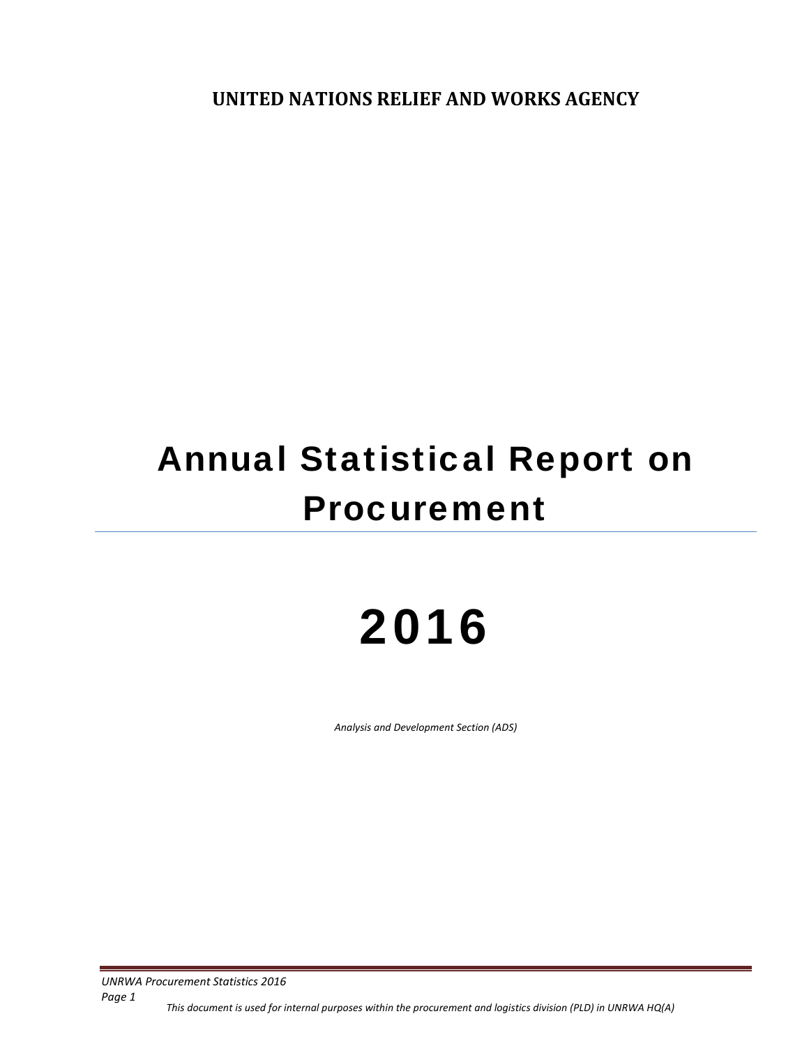**UNITED NATIONS RELIEF AND WORKS AGENCY**

# Annual Statistical Report on Procurement

# 2016

*Analysis and Development Section (ADS)*

*This document is used for internal purposes within the procurement and logistics division (PLD) in UNRWA HQ(A)*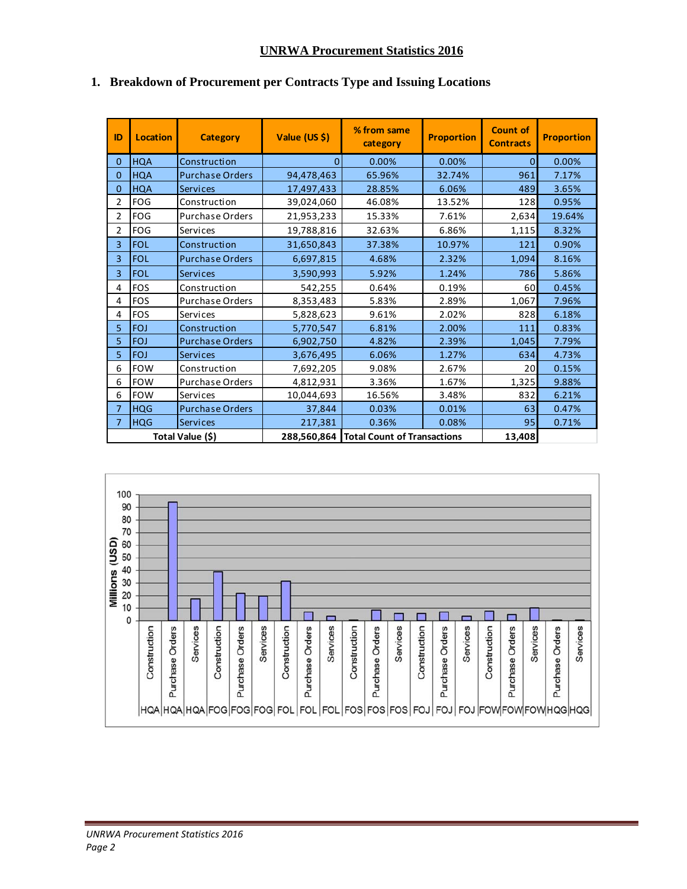# UNRWA Procurement Statistics 2016

## 1. Breakdown of Procurement per Contracts Type and Issuing Locations

| ID | Location | Category | Value (US $) | % from same category | Proportion | Count of Contracts | Proportion |
|---|---|---|---|---|---|---|---|
| 0 | HQA | Construction | 0 | 0.00% | 0.00% | 0 | 0.00% |
| 0 | HQA | Purchase Orders | 94,478,463 | 65.96% | 32.74% | 961 | 7.17% |
| 0 | HQA | Services | 17,497,433 | 28.85% | 6.06% | 489 | 3.65% |
| 2 | FOG | Construction | 39,024,060 | 46.08% | 13.52% | 128 | 0.95% |
| 2 | FOG | Purchase Orders | 21,953,233 | 15.33% | 7.61% | 2,634 | 19.64% |
| 2 | FOG | Services | 19,788,816 | 32.63% | 6.86% | 1,115 | 8.32% |
| 3 | FOL | Construction | 31,650,843 | 37.38% | 10.97% | 121 | 0.90% |
| 3 | FOL | Purchase Orders | 6,697,815 | 4.68% | 2.32% | 1,094 | 8.16% |
| 3 | FOL | Services | 3,590,993 | 5.92% | 1.24% | 786 | 5.86% |
| 4 | FOS | Construction | 542,255 | 0.64% | 0.19% | 60 | 0.45% |
| 4 | FOS | Purchase Orders | 8,353,483 | 5.83% | 2.89% | 1,067 | 7.96% |
| 4 | FOS | Services | 5,828,623 | 9.61% | 2.02% | 828 | 6.18% |
| 5 | FOJ | Construction | 5,770,547 | 6.81% | 2.00% | 111 | 0.83% |
| 5 | FOJ | Purchase Orders | 6,902,750 | 4.82% | 2.39% | 1,045 | 7.79% |
| 5 | FOJ | Services | 3,676,495 | 6.06% | 1.27% | 634 | 4.73% |
| 6 | FOW | Construction | 7,692,205 | 9.08% | 2.67% | 20 | 0.15% |
| 6 | FOW | Purchase Orders | 4,812,931 | 3.36% | 1.67% | 1,325 | 9.88% |
| 6 | FOW | Services | 10,044,693 | 16.56% | 3.48% | 832 | 6.21% |
| 7 | HQG | Purchase Orders | 37,844 | 0.03% | 0.01% | 63 | 0.47% |
| 7 | HQG | Services | 217,381 | 0.36% | 0.08% | 95 | 0.71% |
| Total Value ($) | | | 288,560,864 | Total Count of Transactions | | 13,408 | |

| Location | Category | Millions (USD) |
|---|---|---|
| HQA | Construction | 0 |
| HQA | Purchase Orders | 94.5 |
| HQA | Services | 17.5 |
| FOG | Construction | 39.0 |
| FOG | Purchase Orders | 22.0 |
| FOG | Services | 19.8 |
| FOL | Construction | 31.7 |
| FOL | Purchase Orders | 6.7 |
| FOL | Services | 3.6 |
| FOS | Construction | 0.5 |
| FOS | Purchase Orders | 8.4 |
| FOS | Services | 5.8 |
| FOJ | Construction | 5.8 |
| FOJ | Purchase Orders | 6.9 |
| FOJ | Services | 3.7 |
| FOW | Construction | 7.7 |
| FOW | Purchase Orders | 4.8 |
| FOW | Services | 10.0 |
| HQG | Purchase Orders | 0.04 |
| HQG | Services | 0.2 |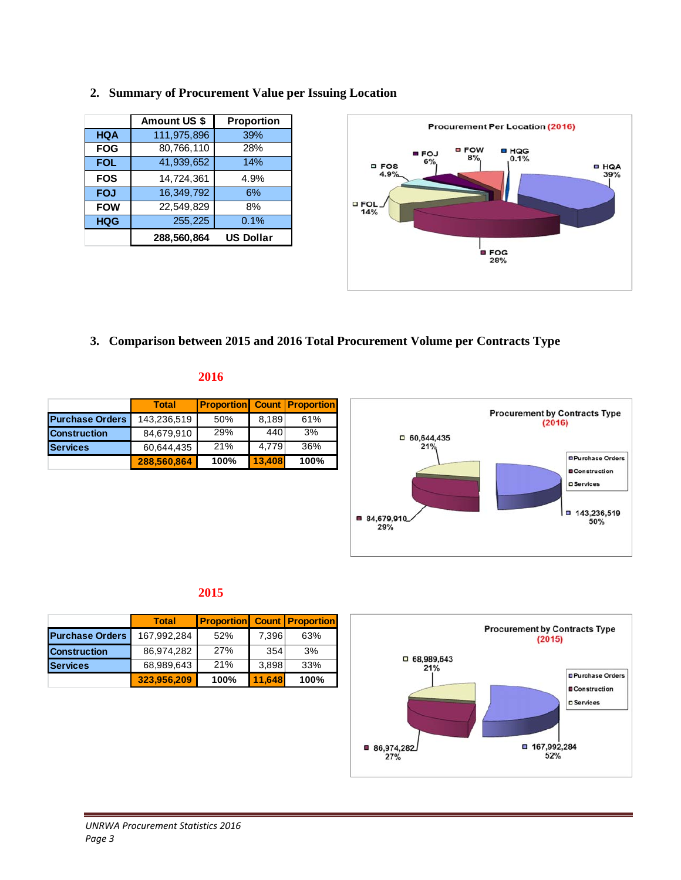## 2. Summary of Procurement Value per Issuing Location

| | Amount US $ | Proportion |
|---|---|---|
| HQA | 111,975,896 | 39% |
| FOG | 80,766,110 | 28% |
| FOL | 41,939,652 | 14% |
| FOS | 14,724,361 | 4.9% |
| FOJ | 16,349,792 | 6% |
| FOW | 22,549,829 | 8% |
| HQG | 255,225 | 0.1% |
| | 288,560,864 | US Dollar |

## 3. Comparison between 2015 and 2016 Total Procurement Volume per Contracts Type

**2016**

| | Total | Proportion | Count | Proportion |
|---|---|---|---|---|
| Purchase Orders | 143,236,519 | 50% | 8,189 | 61% |
| Construction | 84,679,910 | 29% | 440 | 3% |
| Services | 60,644,435 | 21% | 4,779 | 36% |
| | 288,560,864 | 100% | 13,408 | 100% |

**2015**

| | Total | Proportion | Count | Proportion |
|---|---|---|---|---|
| Purchase Orders | 167,992,284 | 52% | 7,396 | 63% |
| Construction | 86,974,282 | 27% | 354 | 3% |
| Services | 68,989,643 | 21% | 3,898 | 33% |
| | 323,956,209 | 100% | 11,648 | 100% |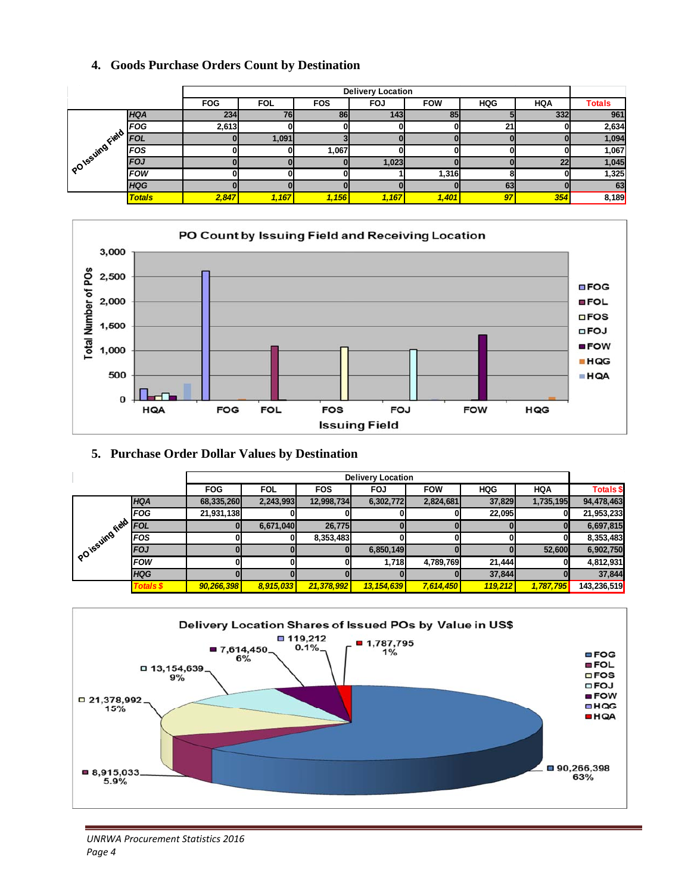## 4. Goods Purchase Orders Count by Destination

| PO Issuing Field | | Delivery Location | | | | | | | Totals |
|---|---|---|---|---|---|---|---|---|---|
| | | FOG | FOL | FOS | FOJ | FOW | HQG | HQA | |
| | HQA | 234 | 76 | 86 | 143 | 85 | 5 | 332 | 961 |
| | FOG | 2,613 | 0 | 0 | 0 | 0 | 21 | 0 | 2,634 |
| | FOL | 0 | 1,091 | 3 | 0 | 0 | 0 | 0 | 1,094 |
| | FOS | 0 | 0 | 1,067 | 0 | 0 | 0 | 0 | 1,067 |
| | FOJ | 0 | 0 | 0 | 1,023 | 0 | 0 | 22 | 1,045 |
| | FOW | 0 | 0 | 0 | 1 | 1,316 | 8 | 0 | 1,325 |
| | HQG | 0 | 0 | 0 | 0 | 0 | 63 | 0 | 63 |
| | Totals | 2,847 | 1,167 | 1,156 | 1,167 | 1,401 | 97 | 354 | 8,189 |

PO Count by Issuing Field and Receiving Location

## 5. Purchase Order Dollar Values by Destination

| PO issuing field | | Delivery Location | | | | | | | Totals $ |
|---|---|---|---|---|---|---|---|---|---|
| | | FOG | FOL | FOS | FOJ | FOW | HQG | HQA | |
| | HQA | 68,335,260 | 2,243,993 | 12,998,734 | 6,302,772 | 2,824,681 | 37,829 | 1,735,195 | 94,478,463 |
| | FOG | 21,931,138 | 0 | 0 | 0 | 0 | 22,095 | 0 | 21,953,233 |
| | FOL | 0 | 6,671,040 | 26,775 | 0 | 0 | 0 | 0 | 6,697,815 |
| | FOS | 0 | 0 | 8,353,483 | 0 | 0 | 0 | 0 | 8,353,483 |
| | FOJ | 0 | 0 | 0 | 6,850,149 | 0 | 0 | 52,600 | 6,902,750 |
| | FOW | 0 | 0 | 0 | 1,718 | 4,789,769 | 21,444 | 0 | 4,812,931 |
| | HQG | 0 | 0 | 0 | 0 | 0 | 37,844 | 0 | 37,844 |
| | Totals $ | 90,266,398 | 8,915,033 | 21,378,992 | 13,154,639 | 7,614,450 | 119,212 | 1,787,795 | 143,236,519 |

Delivery Location Shares of Issued POs by Value in US$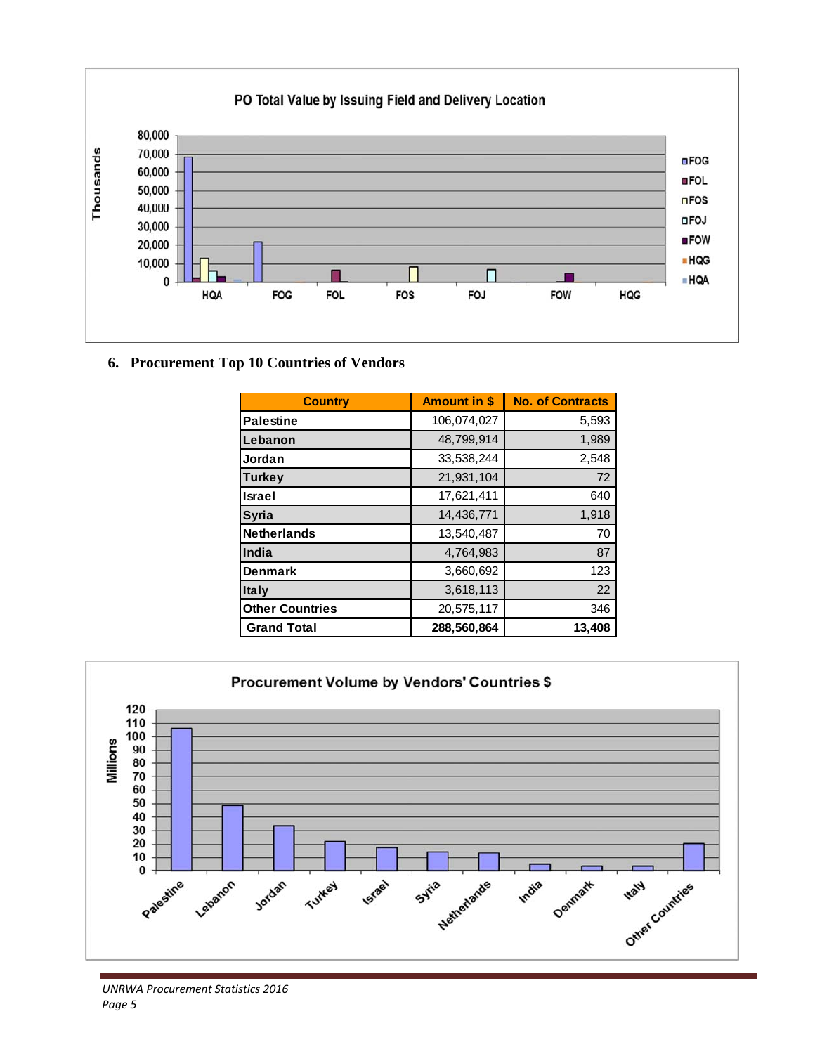PO Total Value by Issuing Field and Delivery Location

## 6. Procurement Top 10 Countries of Vendors

| Country | Amount in $ | No. of Contracts |
|---|---|---|
| Palestine | 106,074,027 | 5,593 |
| Lebanon | 48,799,914 | 1,989 |
| Jordan | 33,538,244 | 2,548 |
| Turkey | 21,931,104 | 72 |
| Israel | 17,621,411 | 640 |
| Syria | 14,436,771 | 1,918 |
| Netherlands | 13,540,487 | 70 |
| India | 4,764,983 | 87 |
| Denmark | 3,660,692 | 123 |
| Italy | 3,618,113 | 22 |
| Other Countries | 20,575,117 | 346 |
| **Grand Total** | **288,560,864** | **13,408** |

Procurement Volume by Vendors' Countries $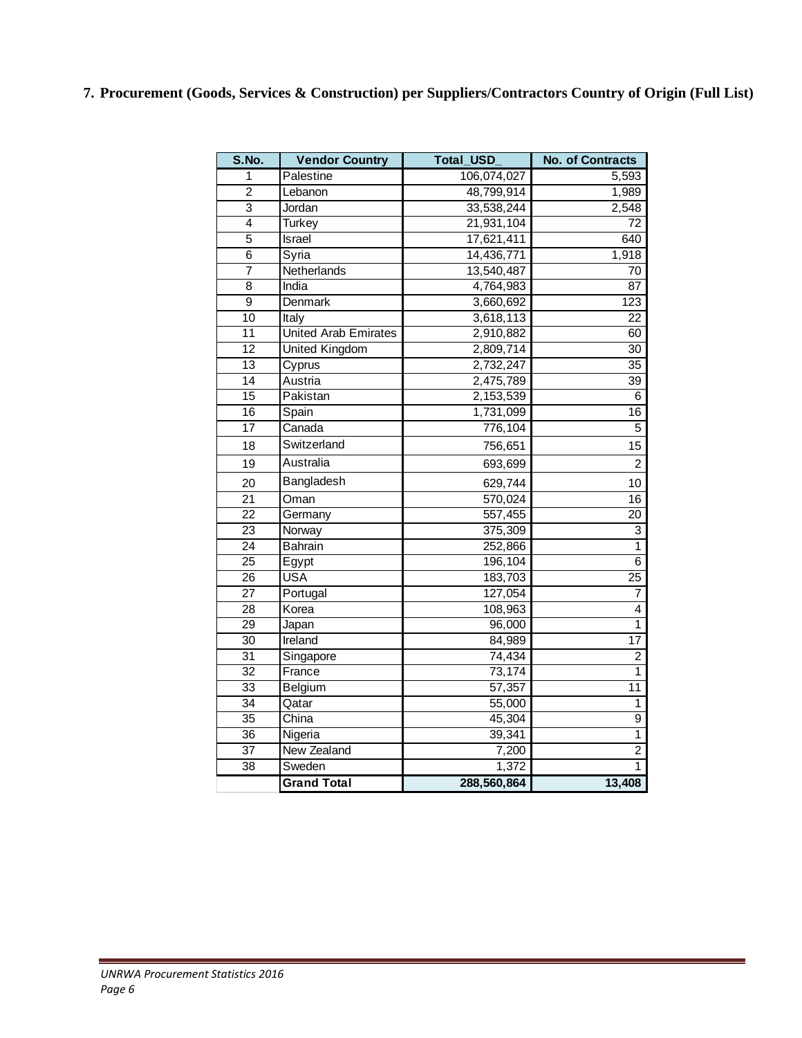## 7. Procurement (Goods, Services & Construction) per Suppliers/Contractors Country of Origin (Full List)

| S.No. | Vendor Country | Total_USD_ | No. of Contracts |
|---|---|---|---|
| 1 | Palestine | 106,074,027 | 5,593 |
| 2 | Lebanon | 48,799,914 | 1,989 |
| 3 | Jordan | 33,538,244 | 2,548 |
| 4 | Turkey | 21,931,104 | 72 |
| 5 | Israel | 17,621,411 | 640 |
| 6 | Syria | 14,436,771 | 1,918 |
| 7 | Netherlands | 13,540,487 | 70 |
| 8 | India | 4,764,983 | 87 |
| 9 | Denmark | 3,660,692 | 123 |
| 10 | Italy | 3,618,113 | 22 |
| 11 | United Arab Emirates | 2,910,882 | 60 |
| 12 | United Kingdom | 2,809,714 | 30 |
| 13 | Cyprus | 2,732,247 | 35 |
| 14 | Austria | 2,475,789 | 39 |
| 15 | Pakistan | 2,153,539 | 6 |
| 16 | Spain | 1,731,099 | 16 |
| 17 | Canada | 776,104 | 5 |
| 18 | Switzerland | 756,651 | 15 |
| 19 | Australia | 693,699 | 2 |
| 20 | Bangladesh | 629,744 | 10 |
| 21 | Oman | 570,024 | 16 |
| 22 | Germany | 557,455 | 20 |
| 23 | Norway | 375,309 | 3 |
| 24 | Bahrain | 252,866 | 1 |
| 25 | Egypt | 196,104 | 6 |
| 26 | USA | 183,703 | 25 |
| 27 | Portugal | 127,054 | 7 |
| 28 | Korea | 108,963 | 4 |
| 29 | Japan | 96,000 | 1 |
| 30 | Ireland | 84,989 | 17 |
| 31 | Singapore | 74,434 | 2 |
| 32 | France | 73,174 | 1 |
| 33 | Belgium | 57,357 | 11 |
| 34 | Qatar | 55,000 | 1 |
| 35 | China | 45,304 | 9 |
| 36 | Nigeria | 39,341 | 1 |
| 37 | New Zealand | 7,200 | 2 |
| 38 | Sweden | 1,372 | 1 |
| | **Grand Total** | **288,560,864** | **13,408** |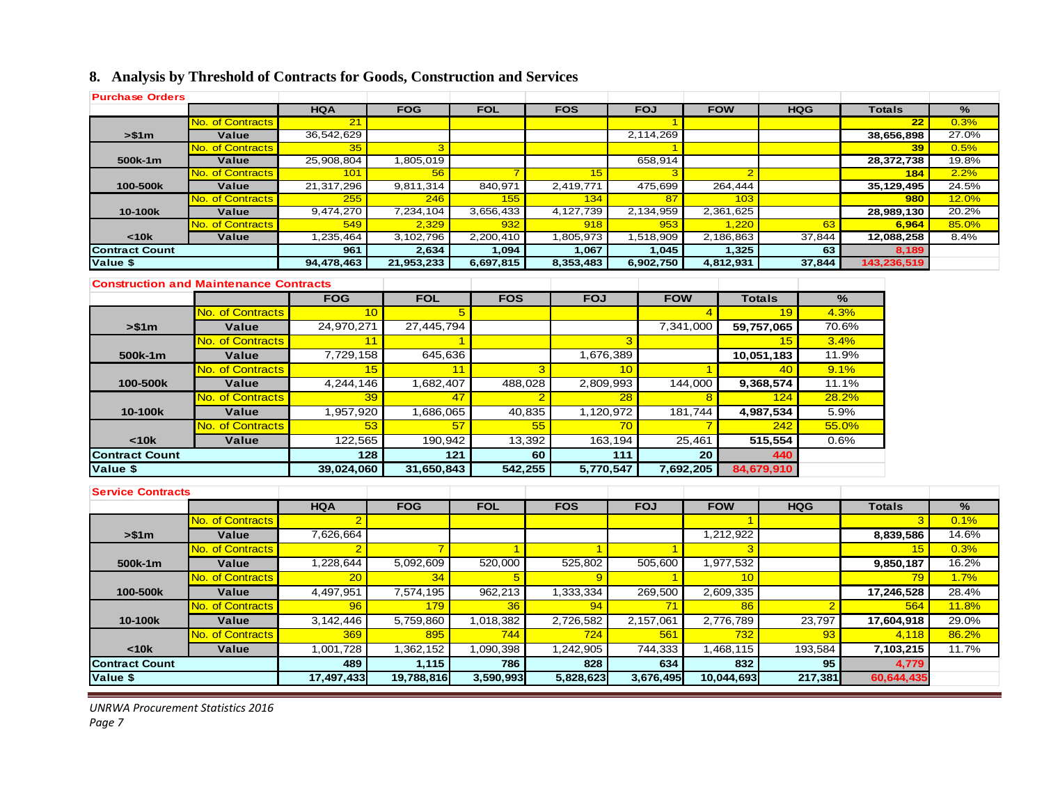## 8. Analysis by Threshold of Contracts for Goods, Construction and Services

**Purchase Orders**

| | | HQA | FOG | FOL | FOS | FOJ | FOW | HQG | Totals | % |
|---|---|---|---|---|---|---|---|---|---|---|
| >$1m | No. of Contracts | 21 | | | | 1 | | | 22 | 0.3% |
| | Value | 36,542,629 | | | | 2,114,269 | | | 38,656,898 | 27.0% |
| 500k-1m | No. of Contracts | 35 | 3 | | | 1 | | | 39 | 0.5% |
| | Value | 25,908,804 | 1,805,019 | | | 658,914 | | | 28,372,738 | 19.8% |
| 100-500k | No. of Contracts | 101 | 56 | 7 | 15 | 3 | 2 | | 184 | 2.2% |
| | Value | 21,317,296 | 9,811,314 | 840,971 | 2,419,771 | 475,699 | 264,444 | | 35,129,495 | 24.5% |
| 10-100k | No. of Contracts | 255 | 246 | 155 | 134 | 87 | 103 | | 980 | 12.0% |
| | Value | 9,474,270 | 7,234,104 | 3,656,433 | 4,127,739 | 2,134,959 | 2,361,625 | | 28,989,130 | 20.2% |
| <10k | No. of Contracts | 549 | 2,329 | 932 | 918 | 953 | 1,220 | 63 | 6,964 | 85.0% |
| | Value | 1,235,464 | 3,102,796 | 2,200,410 | 1,805,973 | 1,518,909 | 2,186,863 | 37,844 | 12,088,258 | 8.4% |
| Contract Count | | 961 | 2,634 | 1,094 | 1,067 | 1,045 | 1,325 | 63 | 8,189 | |
| Value $ | | 94,478,463 | 21,953,233 | 6,697,815 | 8,353,483 | 6,902,750 | 4,812,931 | 37,844 | 143,236,519 | |

**Construction and Maintenance Contracts**

| | | FOG | FOL | FOS | FOJ | FOW | Totals | % |
|---|---|---|---|---|---|---|---|---|
| >$1m | No. of Contracts | 10 | 5 | | | 4 | 19 | 4.3% |
| | Value | 24,970,271 | 27,445,794 | | | 7,341,000 | 59,757,065 | 70.6% |
| 500k-1m | No. of Contracts | 11 | 1 | | 3 | | 15 | 3.4% |
| | Value | 7,729,158 | 645,636 | | 1,676,389 | | 10,051,183 | 11.9% |
| 100-500k | No. of Contracts | 15 | 11 | 3 | 10 | 1 | 40 | 9.1% |
| | Value | 4,244,146 | 1,682,407 | 488,028 | 2,809,993 | 144,000 | 9,368,574 | 11.1% |
| 10-100k | No. of Contracts | 39 | 47 | 2 | 28 | 8 | 124 | 28.2% |
| | Value | 1,957,920 | 1,686,065 | 40,835 | 1,120,972 | 181,744 | 4,987,534 | 5.9% |
| <10k | No. of Contracts | 53 | 57 | 55 | 70 | 7 | 242 | 55.0% |
| | Value | 122,565 | 190,942 | 13,392 | 163,194 | 25,461 | 515,554 | 0.6% |
| Contract Count | | 128 | 121 | 60 | 111 | 20 | 440 | |
| Value $ | | 39,024,060 | 31,650,843 | 542,255 | 5,770,547 | 7,692,205 | 84,679,910 | |

**Service Contracts**

| | | HQA | FOG | FOL | FOS | FOJ | FOW | HQG | Totals | % |
|---|---|---|---|---|---|---|---|---|---|---|
| >$1m | No. of Contracts | 2 | | | | | 1 | | 3 | 0.1% |
| | Value | 7,626,664 | | | | | 1,212,922 | | 8,839,586 | 14.6% |
| 500k-1m | No. of Contracts | 2 | 7 | 1 | 1 | 1 | 3 | | 15 | 0.3% |
| | Value | 1,228,644 | 5,092,609 | 520,000 | 525,802 | 505,600 | 1,977,532 | | 9,850,187 | 16.2% |
| 100-500k | No. of Contracts | 20 | 34 | 5 | 9 | 1 | 10 | | 79 | 1.7% |
| | Value | 4,497,951 | 7,574,195 | 962,213 | 1,333,334 | 269,500 | 2,609,335 | | 17,246,528 | 28.4% |
| 10-100k | No. of Contracts | 96 | 179 | 36 | 94 | 71 | 86 | 2 | 564 | 11.8% |
| | Value | 3,142,446 | 5,759,860 | 1,018,382 | 2,726,582 | 2,157,061 | 2,776,789 | 23,797 | 17,604,918 | 29.0% |
| <10k | No. of Contracts | 369 | 895 | 744 | 724 | 561 | 732 | 93 | 4,118 | 86.2% |
| | Value | 1,001,728 | 1,362,152 | 1,090,398 | 1,242,905 | 744,333 | 1,468,115 | 193,584 | 7,103,215 | 11.7% |
| Contract Count | | 489 | 1,115 | 786 | 828 | 634 | 832 | 95 | 4,779 | |
| Value $ | | 17,497,433 | 19,788,816 | 3,590,993 | 5,828,623 | 3,676,495 | 10,044,693 | 217,381 | 60,644,435 | |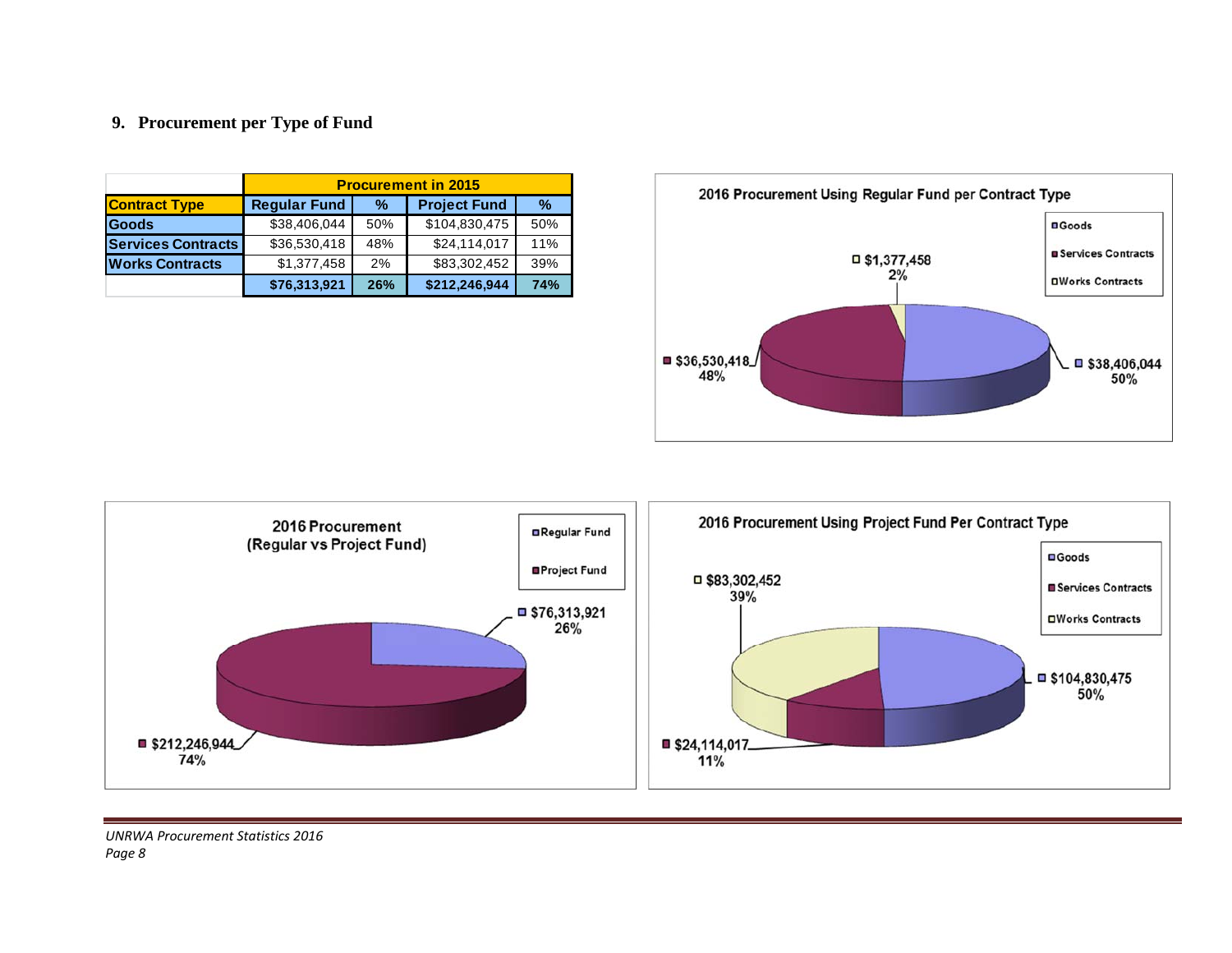## 9. Procurement per Type of Fund

| | Procurement in 2015 | | | |
|---|---|---|---|---|
| **Contract Type** | **Regular Fund** | **%** | **Project Fund** | **%** |
| **Goods** | $38,406,044 | 50% | $104,830,475 | 50% |
| **Services Contracts** | $36,530,418 | 48% | $24,114,017 | 11% |
| **Works Contracts** | $1,377,458 | 2% | $83,302,452 | 39% |
| | **$76,313,921** | **26%** | **$212,246,944** | **74%** |

**2016 Procurement Using Regular Fund per Contract Type**

- Goods: $38,406,044 (50%)
- Services Contracts: $36,530,418 (48%)
- Works Contracts: $1,377,458 (2%)

**2016 Procurement (Regular vs Project Fund)**

- Regular Fund: $76,313,921 (26%)
- Project Fund: $212,246,944 (74%)

**2016 Procurement Using Project Fund Per Contract Type**

- Goods: $104,830,475 (50%)
- Services Contracts: $24,114,017 (11%)
- Works Contracts: $83,302,452 (39%)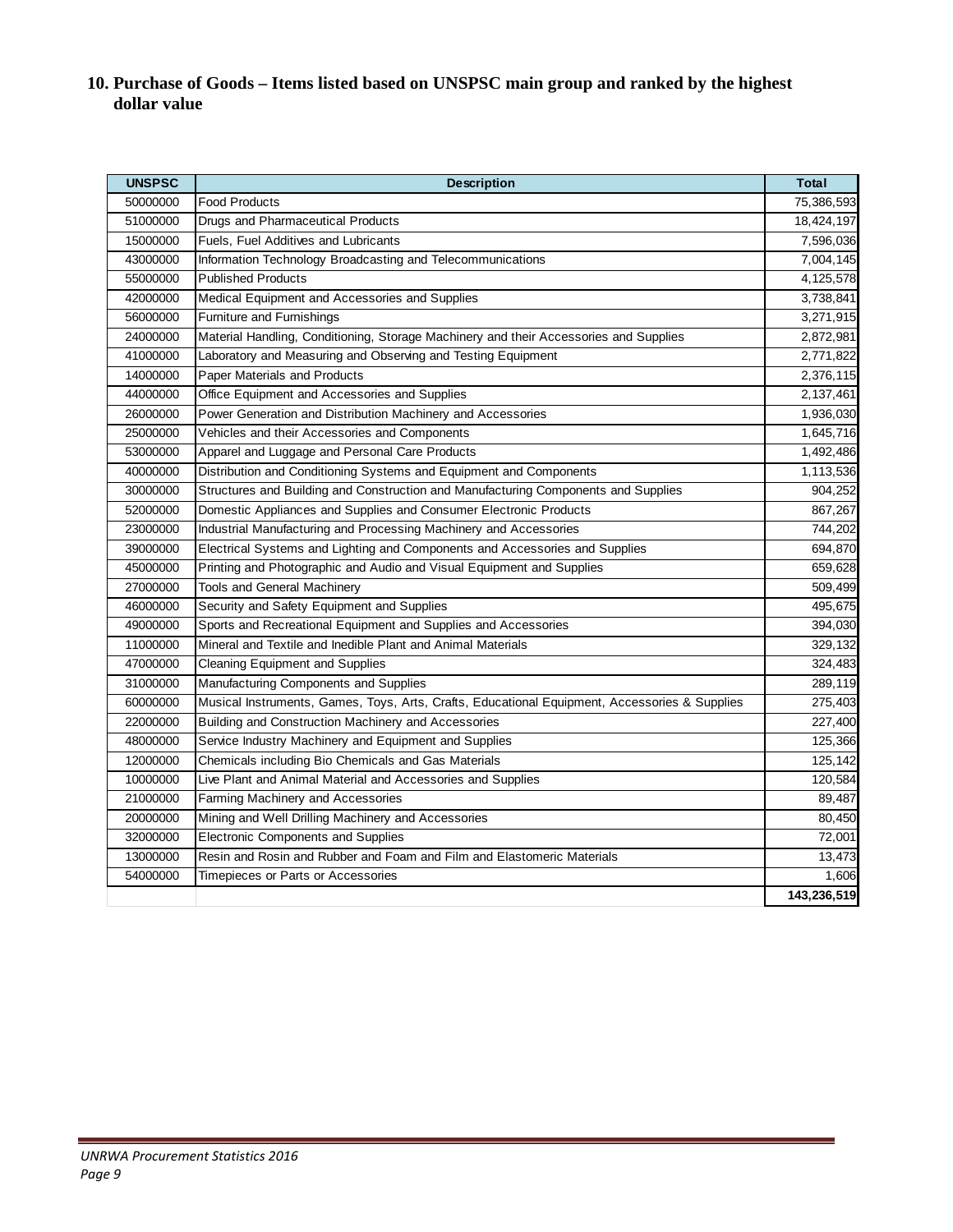## 10. Purchase of Goods – Items listed based on UNSPSC main group and ranked by the highest dollar value

| UNSPSC | Description | Total |
|---|---|---|
| 50000000 | Food Products | 75,386,593 |
| 51000000 | Drugs and Pharmaceutical Products | 18,424,197 |
| 15000000 | Fuels, Fuel Additives and Lubricants | 7,596,036 |
| 43000000 | Information Technology Broadcasting and Telecommunications | 7,004,145 |
| 55000000 | Published Products | 4,125,578 |
| 42000000 | Medical Equipment and Accessories and Supplies | 3,738,841 |
| 56000000 | Furniture and Furnishings | 3,271,915 |
| 24000000 | Material Handling, Conditioning, Storage Machinery and their Accessories and Supplies | 2,872,981 |
| 41000000 | Laboratory and Measuring and Observing and Testing Equipment | 2,771,822 |
| 14000000 | Paper Materials and Products | 2,376,115 |
| 44000000 | Office Equipment and Accessories and Supplies | 2,137,461 |
| 26000000 | Power Generation and Distribution Machinery and Accessories | 1,936,030 |
| 25000000 | Vehicles and their Accessories and Components | 1,645,716 |
| 53000000 | Apparel and Luggage and Personal Care Products | 1,492,486 |
| 40000000 | Distribution and Conditioning Systems and Equipment and Components | 1,113,536 |
| 30000000 | Structures and Building and Construction and Manufacturing Components and Supplies | 904,252 |
| 52000000 | Domestic Appliances and Supplies and Consumer Electronic Products | 867,267 |
| 23000000 | Industrial Manufacturing and Processing Machinery and Accessories | 744,202 |
| 39000000 | Electrical Systems and Lighting and Components and Accessories and Supplies | 694,870 |
| 45000000 | Printing and Photographic and Audio and Visual Equipment and Supplies | 659,628 |
| 27000000 | Tools and General Machinery | 509,499 |
| 46000000 | Security and Safety Equipment and Supplies | 495,675 |
| 49000000 | Sports and Recreational Equipment and Supplies and Accessories | 394,030 |
| 11000000 | Mineral and Textile and Inedible Plant and Animal Materials | 329,132 |
| 47000000 | Cleaning Equipment and Supplies | 324,483 |
| 31000000 | Manufacturing Components and Supplies | 289,119 |
| 60000000 | Musical Instruments, Games, Toys, Arts, Crafts, Educational Equipment, Accessories & Supplies | 275,403 |
| 22000000 | Building and Construction Machinery and Accessories | 227,400 |
| 48000000 | Service Industry Machinery and Equipment and Supplies | 125,366 |
| 12000000 | Chemicals including Bio Chemicals and Gas Materials | 125,142 |
| 10000000 | Live Plant and Animal Material and Accessories and Supplies | 120,584 |
| 21000000 | Farming Machinery and Accessories | 89,487 |
| 20000000 | Mining and Well Drilling Machinery and Accessories | 80,450 |
| 32000000 | Electronic Components and Supplies | 72,001 |
| 13000000 | Resin and Rosin and Rubber and Foam and Film and Elastomeric Materials | 13,473 |
| 54000000 | Timepieces or Parts or Accessories | 1,606 |
| | | **143,236,519** |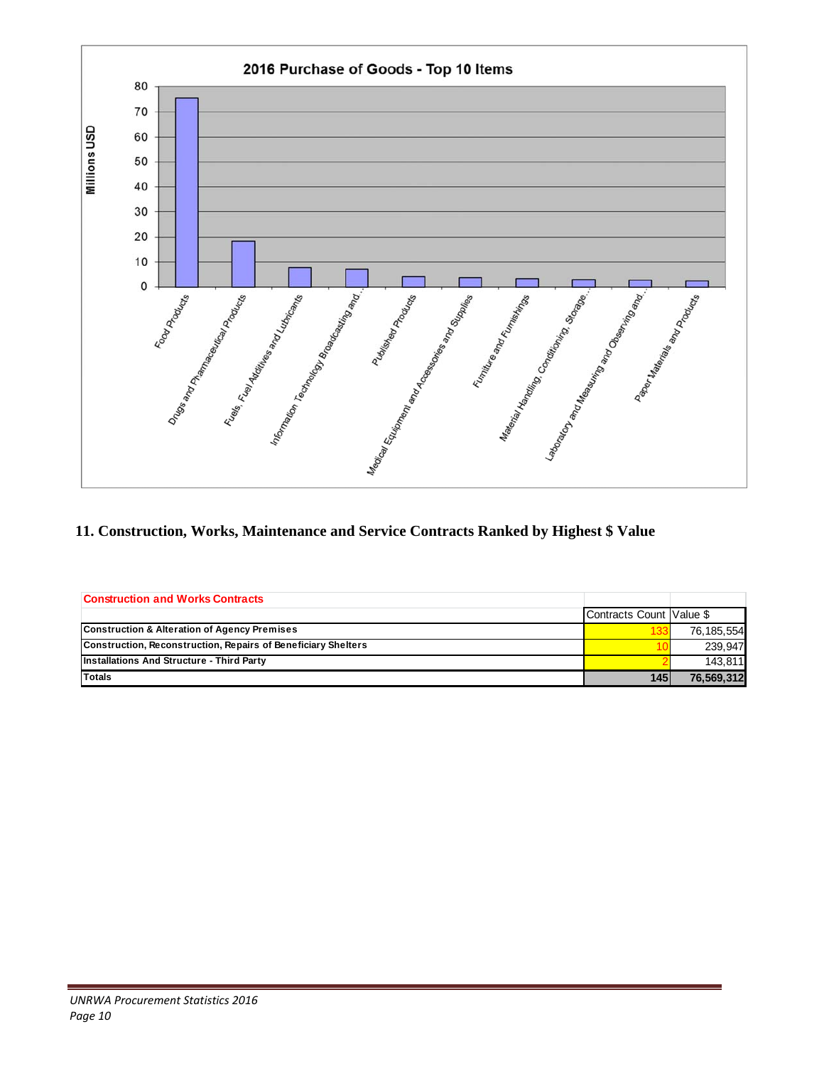**2016 Purchase of Goods - Top 10 Items**

| Item | Millions USD (approx.) |
|---|---|
| Food Products | ~75 |
| Drugs and Pharmaceutical Products | ~18 |
| Fuels, Fuel Additives and Lubricants | ~8 |
| Information Technology Broadcasting and... | ~7 |
| Published Products | ~4 |
| Medical Equipment and Accessories and Supplies | ~4 |
| Furniture and Furnishings | ~3 |
| Material Handling, Conditioning, Storage... | ~3 |
| Laboratory and Measuring and Observing and... | ~3 |
| Paper Materials and Products | ~2 |

## 11. Construction, Works, Maintenance and Service Contracts Ranked by Highest $ Value

| Construction and Works Contracts | Contracts Count | Value $ |
|---|---|---|
| Construction & Alteration of Agency Premises | 133 | 76,185,554 |
| Construction, Reconstruction, Repairs of Beneficiary Shelters | 10 | 239,947 |
| Installations And Structure - Third Party | 2 | 143,811 |
| **Totals** | **145** | **76,569,312** |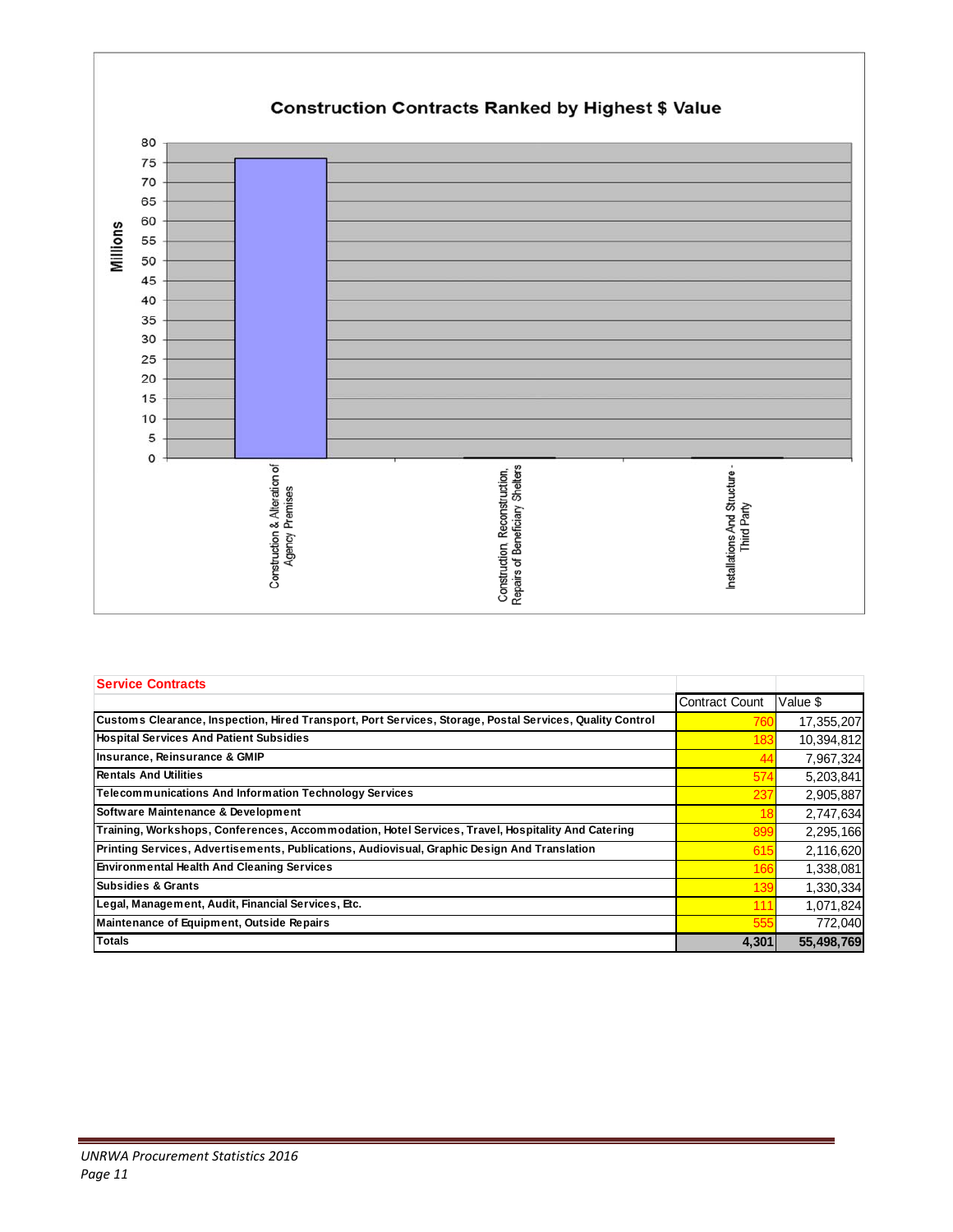**Construction Contracts Ranked by Highest $ Value**

**Service Contracts**

| Service Contracts | Contract Count | Value $ |
|---|---|---|
| Customs Clearance, Inspection, Hired Transport, Port Services, Storage, Postal Services, Quality Control | 760 | 17,355,207 |
| Hospital Services And Patient Subsidies | 183 | 10,394,812 |
| Insurance, Reinsurance & GMIP | 44 | 7,967,324 |
| Rentals And Utilities | 574 | 5,203,841 |
| Telecommunications And Information Technology Services | 237 | 2,905,887 |
| Software Maintenance & Development | 18 | 2,747,634 |
| Training, Workshops, Conferences, Accommodation, Hotel Services, Travel, Hospitality And Catering | 899 | 2,295,166 |
| Printing Services, Advertisements, Publications, Audiovisual, Graphic Design And Translation | 615 | 2,116,620 |
| Environmental Health And Cleaning Services | 166 | 1,338,081 |
| Subsidies & Grants | 139 | 1,330,334 |
| Legal, Management, Audit, Financial Services, Etc. | 111 | 1,071,824 |
| Maintenance of Equipment, Outside Repairs | 555 | 772,040 |
| **Totals** | **4,301** | **55,498,769** |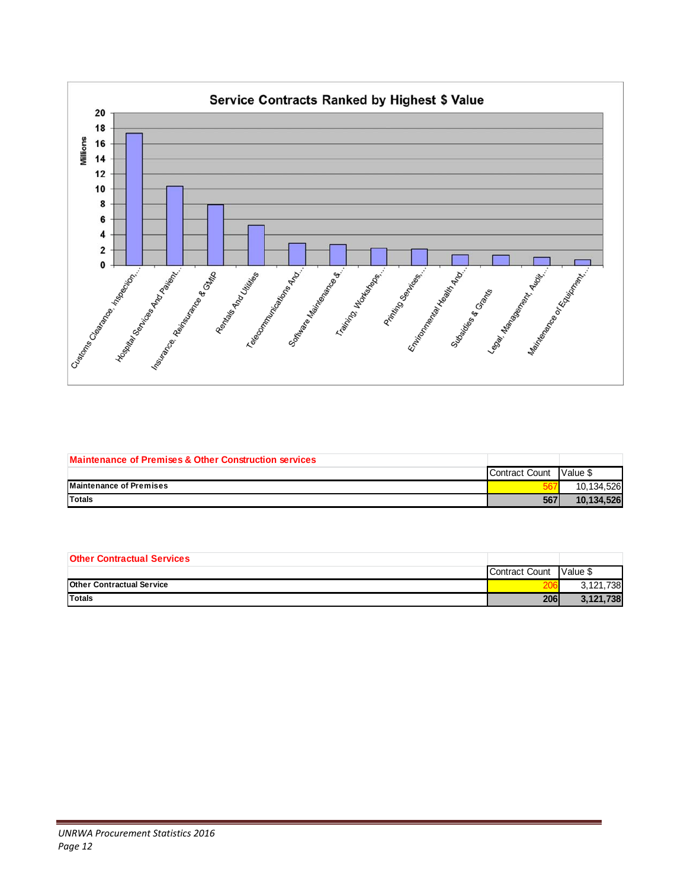Service Contracts Ranked by Highest $ Value

Millions

20
18
16
14
12
10
8
6
4
2
0

Customs Clearance, Inspecion,...
Hospital Services And Patient...
Insurance, Reinsurance & GMIP
Rentals And Utilities
Telecommunications And...
Software Maintenance &...
Training, Workshops,...
Printing Services,...
Environmental Health And...
Subsidies & Grants
Legal, Management, Audit,...
Maintenance of Equipment,...

| Maintenance of Premises & Other Construction services | Contract Count | Value $ |
|---|---|---|
| Maintenance of Premises | 567 | 10,134,526 |
| **Totals** | **567** | **10,134,526** |

| Other Contractual Services | Contract Count | Value $ |
|---|---|---|
| Other Contractual Service | 206 | 3,121,738 |
| **Totals** | **206** | **3,121,738** |